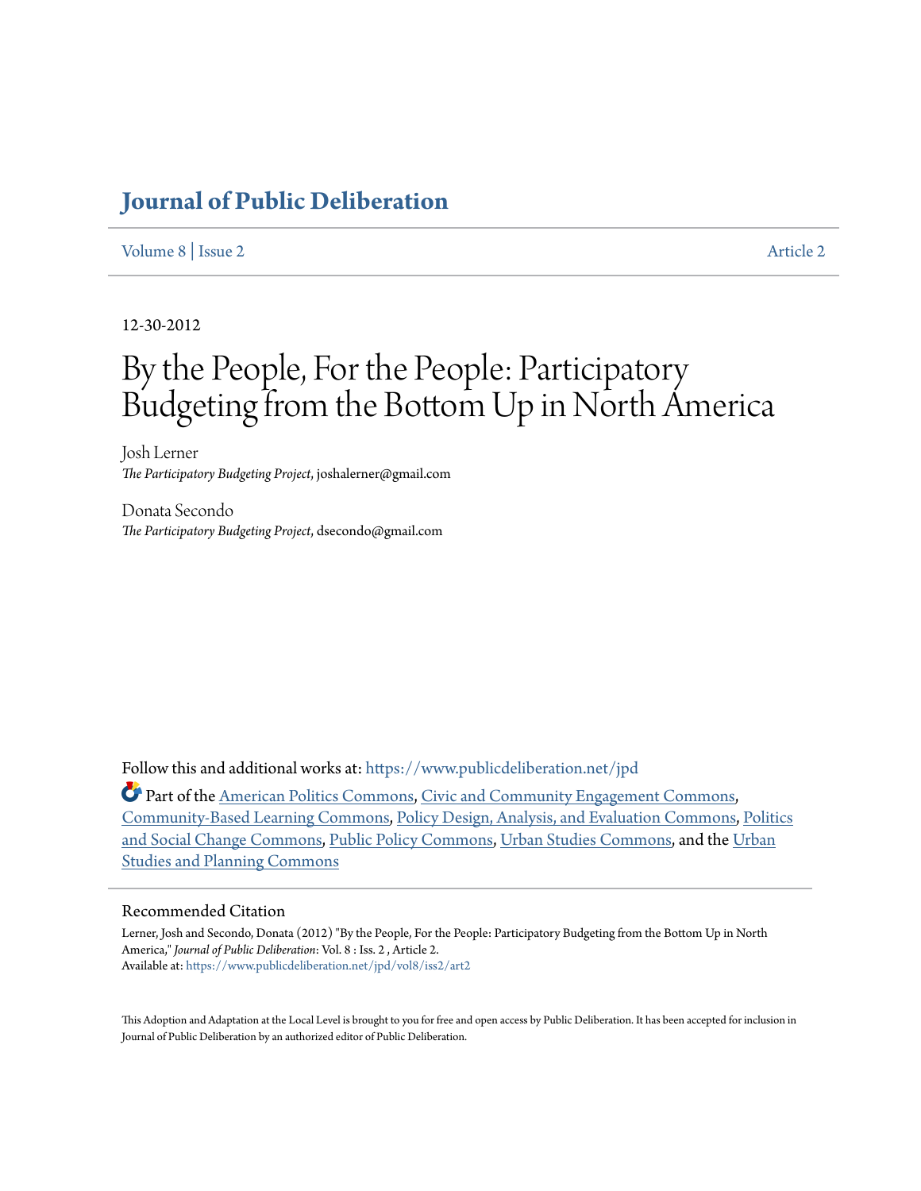# Journal of Public Deliberation

Volume 8 | Issue 2 Article 2

12-30-2012

# By the People, For the People: Participatory Budgeting from the Bottom Up in North America

Josh Lerner
*The Participatory Budgeting Project*, joshalerner@gmail.com

Donata Secondo
*The Participatory Budgeting Project*, dsecondo@gmail.com

Follow this and additional works at: https://www.publicdeliberation.net/jpd

Part of the American Politics Commons, Civic and Community Engagement Commons, Community-Based Learning Commons, Policy Design, Analysis, and Evaluation Commons, Politics and Social Change Commons, Public Policy Commons, Urban Studies Commons, and the Urban Studies and Planning Commons

## Recommended Citation

Lerner, Josh and Secondo, Donata (2012) "By the People, For the People: Participatory Budgeting from the Bottom Up in North America," *Journal of Public Deliberation*: Vol. 8 : Iss. 2 , Article 2.
Available at: https://www.publicdeliberation.net/jpd/vol8/iss2/art2

This Adoption and Adaptation at the Local Level is brought to you for free and open access by Public Deliberation. It has been accepted for inclusion in Journal of Public Deliberation by an authorized editor of Public Deliberation.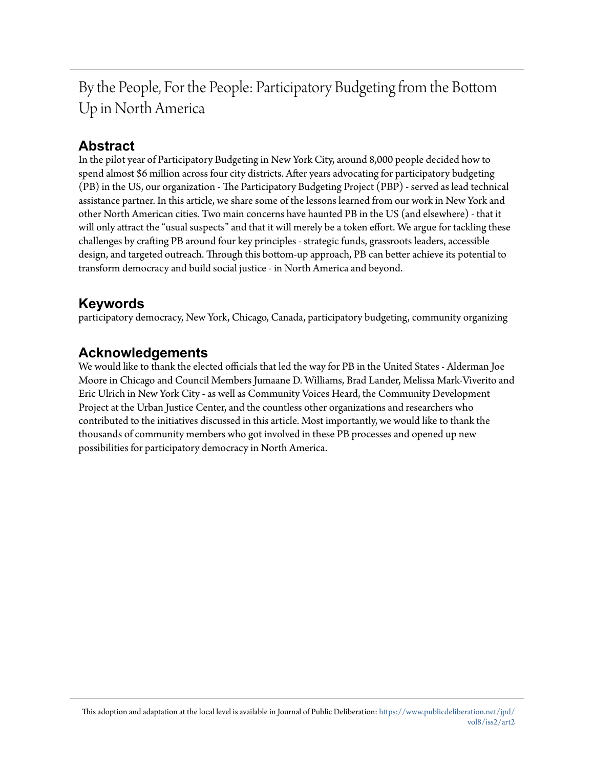# By the People, For the People: Participatory Budgeting from the Bottom Up in North America

## Abstract

In the pilot year of Participatory Budgeting in New York City, around 8,000 people decided how to spend almost $6 million across four city districts. After years advocating for participatory budgeting (PB) in the US, our organization - The Participatory Budgeting Project (PBP) - served as lead technical assistance partner. In this article, we share some of the lessons learned from our work in New York and other North American cities. Two main concerns have haunted PB in the US (and elsewhere) - that it will only attract the "usual suspects" and that it will merely be a token effort. We argue for tackling these challenges by crafting PB around four key principles - strategic funds, grassroots leaders, accessible design, and targeted outreach. Through this bottom-up approach, PB can better achieve its potential to transform democracy and build social justice - in North America and beyond.

## Keywords

participatory democracy, New York, Chicago, Canada, participatory budgeting, community organizing

## Acknowledgements

We would like to thank the elected officials that led the way for PB in the United States - Alderman Joe Moore in Chicago and Council Members Jumaane D. Williams, Brad Lander, Melissa Mark-Viverito and Eric Ulrich in New York City - as well as Community Voices Heard, the Community Development Project at the Urban Justice Center, and the countless other organizations and researchers who contributed to the initiatives discussed in this article. Most importantly, we would like to thank the thousands of community members who got involved in these PB processes and opened up new possibilities for participatory democracy in North America.

This adoption and adaptation at the local level is available in Journal of Public Deliberation: https://www.publicdeliberation.net/jpd/vol8/iss2/art2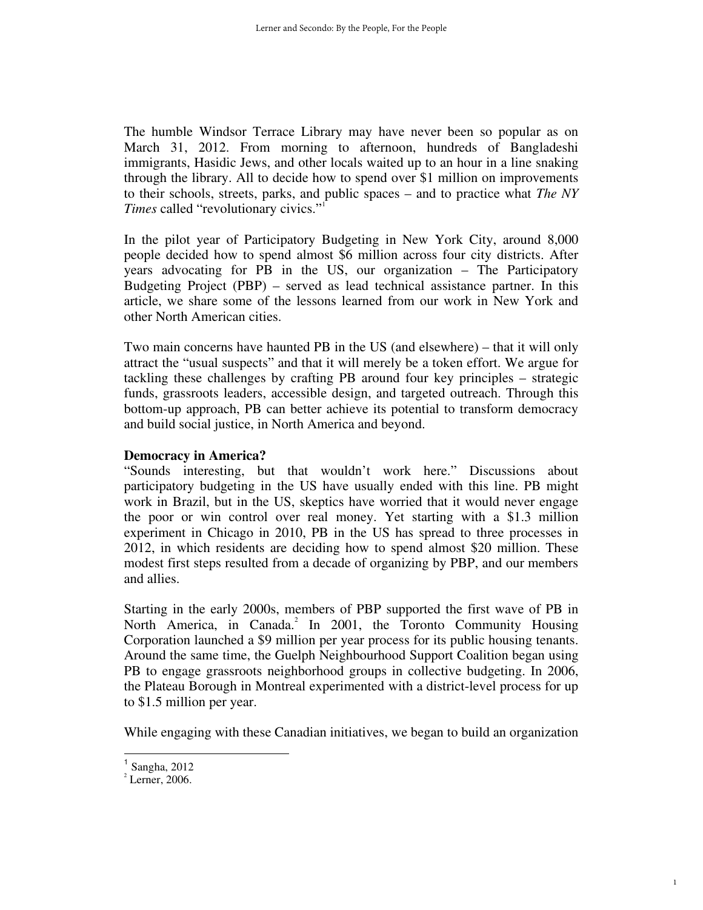The humble Windsor Terrace Library may have never been so popular as on March 31, 2012. From morning to afternoon, hundreds of Bangladeshi immigrants, Hasidic Jews, and other locals waited up to an hour in a line snaking through the library. All to decide how to spend over $1 million on improvements to their schools, streets, parks, and public spaces – and to practice what *The NY Times* called "revolutionary civics."[1]

In the pilot year of Participatory Budgeting in New York City, around 8,000 people decided how to spend almost $6 million across four city districts. After years advocating for PB in the US, our organization – The Participatory Budgeting Project (PBP) – served as lead technical assistance partner. In this article, we share some of the lessons learned from our work in New York and other North American cities.

Two main concerns have haunted PB in the US (and elsewhere) – that it will only attract the "usual suspects" and that it will merely be a token effort. We argue for tackling these challenges by crafting PB around four key principles – strategic funds, grassroots leaders, accessible design, and targeted outreach. Through this bottom-up approach, PB can better achieve its potential to transform democracy and build social justice, in North America and beyond.

**Democracy in America?**

"Sounds interesting, but that wouldn't work here." Discussions about participatory budgeting in the US have usually ended with this line. PB might work in Brazil, but in the US, skeptics have worried that it would never engage the poor or win control over real money. Yet starting with a $1.3 million experiment in Chicago in 2010, PB in the US has spread to three processes in 2012, in which residents are deciding how to spend almost $20 million. These modest first steps resulted from a decade of organizing by PBP, and our members and allies.

Starting in the early 2000s, members of PBP supported the first wave of PB in North America, in Canada.[2] In 2001, the Toronto Community Housing Corporation launched a $9 million per year process for its public housing tenants. Around the same time, the Guelph Neighbourhood Support Coalition began using PB to engage grassroots neighborhood groups in collective budgeting. In 2006, the Plateau Borough in Montreal experimented with a district-level process for up to $1.5 million per year.

While engaging with these Canadian initiatives, we began to build an organization

---

[1] Sangha, 2012

[2] Lerner, 2006.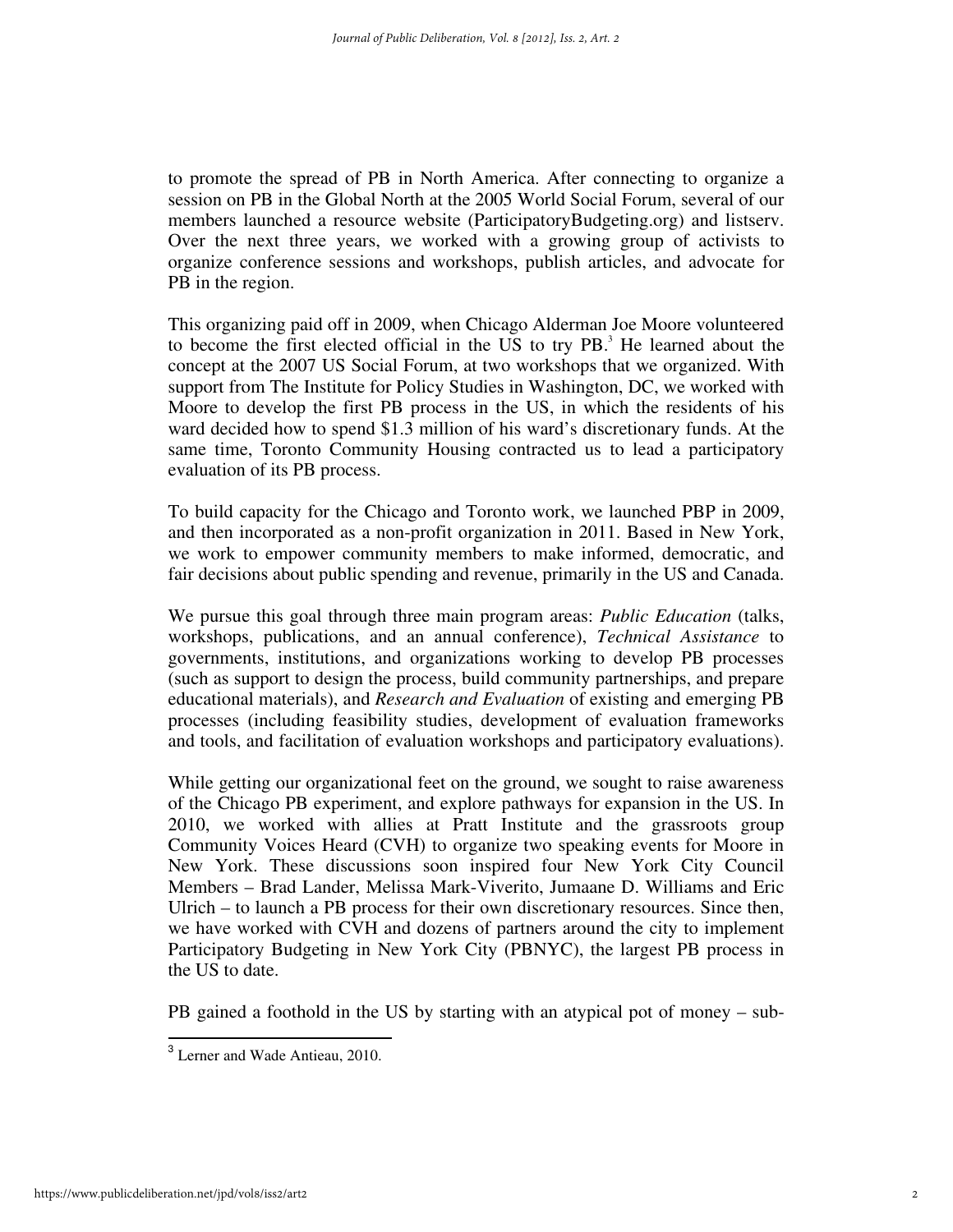to promote the spread of PB in North America. After connecting to organize a session on PB in the Global North at the 2005 World Social Forum, several of our members launched a resource website (ParticipatoryBudgeting.org) and listserv. Over the next three years, we worked with a growing group of activists to organize conference sessions and workshops, publish articles, and advocate for PB in the region.

This organizing paid off in 2009, when Chicago Alderman Joe Moore volunteered to become the first elected official in the US to try PB.[3] He learned about the concept at the 2007 US Social Forum, at two workshops that we organized. With support from The Institute for Policy Studies in Washington, DC, we worked with Moore to develop the first PB process in the US, in which the residents of his ward decided how to spend $1.3 million of his ward's discretionary funds. At the same time, Toronto Community Housing contracted us to lead a participatory evaluation of its PB process.

To build capacity for the Chicago and Toronto work, we launched PBP in 2009, and then incorporated as a non-profit organization in 2011. Based in New York, we work to empower community members to make informed, democratic, and fair decisions about public spending and revenue, primarily in the US and Canada.

We pursue this goal through three main program areas: *Public Education* (talks, workshops, publications, and an annual conference), *Technical Assistance* to governments, institutions, and organizations working to develop PB processes (such as support to design the process, build community partnerships, and prepare educational materials), and *Research and Evaluation* of existing and emerging PB processes (including feasibility studies, development of evaluation frameworks and tools, and facilitation of evaluation workshops and participatory evaluations).

While getting our organizational feet on the ground, we sought to raise awareness of the Chicago PB experiment, and explore pathways for expansion in the US. In 2010, we worked with allies at Pratt Institute and the grassroots group Community Voices Heard (CVH) to organize two speaking events for Moore in New York. These discussions soon inspired four New York City Council Members – Brad Lander, Melissa Mark-Viverito, Jumaane D. Williams and Eric Ulrich – to launch a PB process for their own discretionary resources. Since then, we have worked with CVH and dozens of partners around the city to implement Participatory Budgeting in New York City (PBNYC), the largest PB process in the US to date.

PB gained a foothold in the US by starting with an atypical pot of money – sub-

[3] Lerner and Wade Antieau, 2010.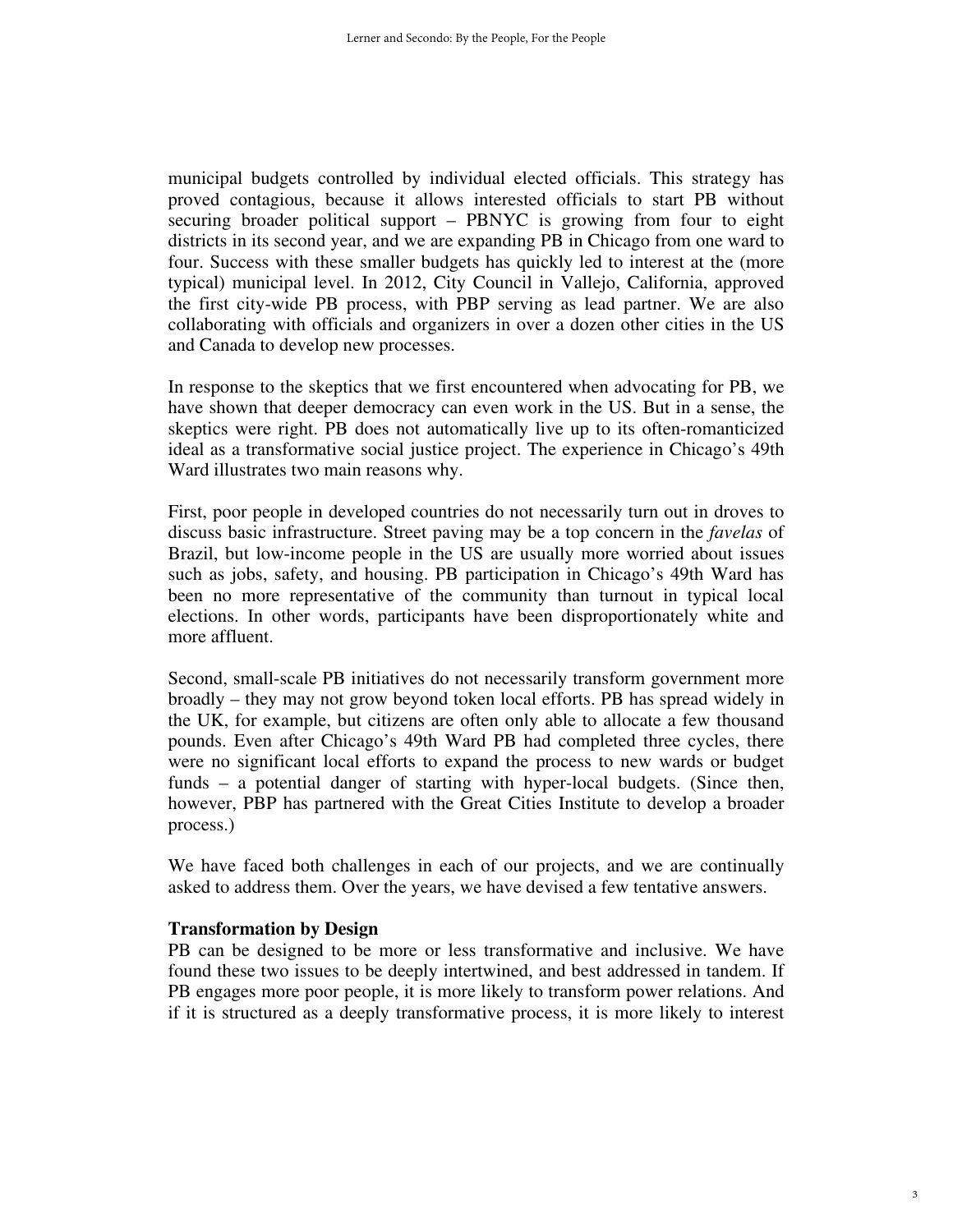municipal budgets controlled by individual elected officials. This strategy has proved contagious, because it allows interested officials to start PB without securing broader political support – PBNYC is growing from four to eight districts in its second year, and we are expanding PB in Chicago from one ward to four. Success with these smaller budgets has quickly led to interest at the (more typical) municipal level. In 2012, City Council in Vallejo, California, approved the first city-wide PB process, with PBP serving as lead partner. We are also collaborating with officials and organizers in over a dozen other cities in the US and Canada to develop new processes.

In response to the skeptics that we first encountered when advocating for PB, we have shown that deeper democracy can even work in the US. But in a sense, the skeptics were right. PB does not automatically live up to its often-romanticized ideal as a transformative social justice project. The experience in Chicago's 49th Ward illustrates two main reasons why.

First, poor people in developed countries do not necessarily turn out in droves to discuss basic infrastructure. Street paving may be a top concern in the *favelas* of Brazil, but low-income people in the US are usually more worried about issues such as jobs, safety, and housing. PB participation in Chicago's 49th Ward has been no more representative of the community than turnout in typical local elections. In other words, participants have been disproportionately white and more affluent.

Second, small-scale PB initiatives do not necessarily transform government more broadly – they may not grow beyond token local efforts. PB has spread widely in the UK, for example, but citizens are often only able to allocate a few thousand pounds. Even after Chicago's 49th Ward PB had completed three cycles, there were no significant local efforts to expand the process to new wards or budget funds – a potential danger of starting with hyper-local budgets. (Since then, however, PBP has partnered with the Great Cities Institute to develop a broader process.)

We have faced both challenges in each of our projects, and we are continually asked to address them. Over the years, we have devised a few tentative answers.

### Transformation by Design

PB can be designed to be more or less transformative and inclusive. We have found these two issues to be deeply intertwined, and best addressed in tandem. If PB engages more poor people, it is more likely to transform power relations. And if it is structured as a deeply transformative process, it is more likely to interest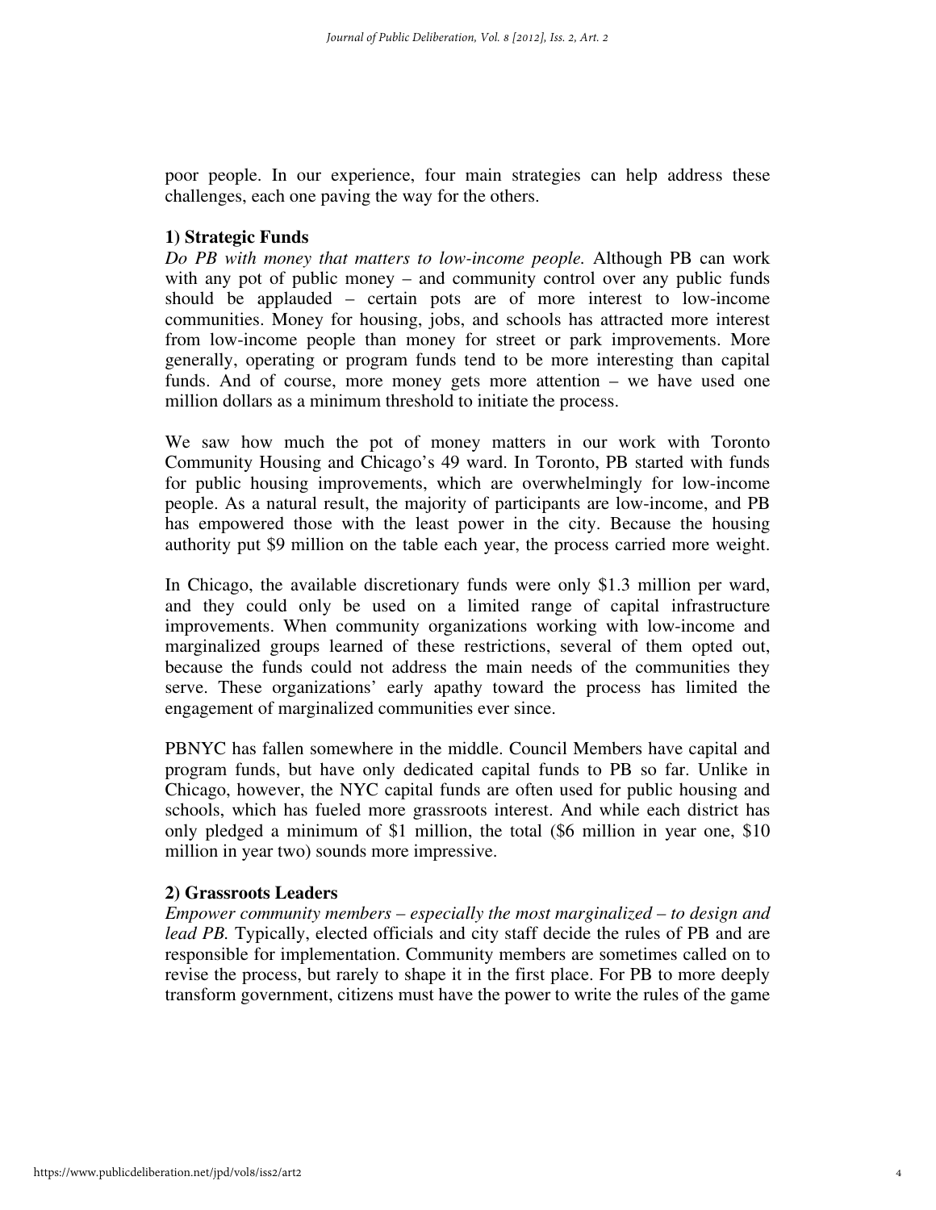poor people. In our experience, four main strategies can help address these challenges, each one paving the way for the others.

**1) Strategic Funds**

*Do PB with money that matters to low-income people.* Although PB can work with any pot of public money – and community control over any public funds should be applauded – certain pots are of more interest to low-income communities. Money for housing, jobs, and schools has attracted more interest from low-income people than money for street or park improvements. More generally, operating or program funds tend to be more interesting than capital funds. And of course, more money gets more attention – we have used one million dollars as a minimum threshold to initiate the process.

We saw how much the pot of money matters in our work with Toronto Community Housing and Chicago's 49 ward. In Toronto, PB started with funds for public housing improvements, which are overwhelmingly for low-income people. As a natural result, the majority of participants are low-income, and PB has empowered those with the least power in the city. Because the housing authority put $9 million on the table each year, the process carried more weight.

In Chicago, the available discretionary funds were only $1.3 million per ward, and they could only be used on a limited range of capital infrastructure improvements. When community organizations working with low-income and marginalized groups learned of these restrictions, several of them opted out, because the funds could not address the main needs of the communities they serve. These organizations' early apathy toward the process has limited the engagement of marginalized communities ever since.

PBNYC has fallen somewhere in the middle. Council Members have capital and program funds, but have only dedicated capital funds to PB so far. Unlike in Chicago, however, the NYC capital funds are often used for public housing and schools, which has fueled more grassroots interest. And while each district has only pledged a minimum of $1 million, the total ($6 million in year one, $10 million in year two) sounds more impressive.

**2) Grassroots Leaders**

*Empower community members – especially the most marginalized – to design and lead PB.* Typically, elected officials and city staff decide the rules of PB and are responsible for implementation. Community members are sometimes called on to revise the process, but rarely to shape it in the first place. For PB to more deeply transform government, citizens must have the power to write the rules of the game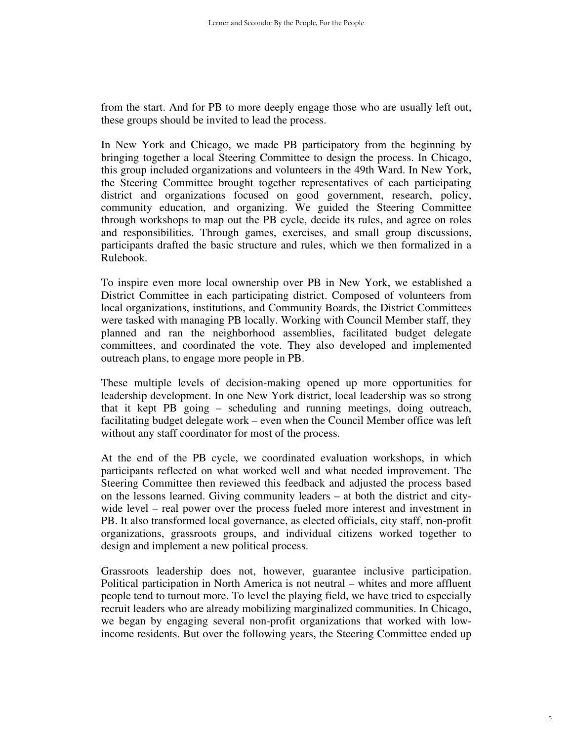from the start. And for PB to more deeply engage those who are usually left out, these groups should be invited to lead the process.

In New York and Chicago, we made PB participatory from the beginning by bringing together a local Steering Committee to design the process. In Chicago, this group included organizations and volunteers in the 49th Ward. In New York, the Steering Committee brought together representatives of each participating district and organizations focused on good government, research, policy, community education, and organizing. We guided the Steering Committee through workshops to map out the PB cycle, decide its rules, and agree on roles and responsibilities. Through games, exercises, and small group discussions, participants drafted the basic structure and rules, which we then formalized in a Rulebook.

To inspire even more local ownership over PB in New York, we established a District Committee in each participating district. Composed of volunteers from local organizations, institutions, and Community Boards, the District Committees were tasked with managing PB locally. Working with Council Member staff, they planned and ran the neighborhood assemblies, facilitated budget delegate committees, and coordinated the vote. They also developed and implemented outreach plans, to engage more people in PB.

These multiple levels of decision-making opened up more opportunities for leadership development. In one New York district, local leadership was so strong that it kept PB going – scheduling and running meetings, doing outreach, facilitating budget delegate work – even when the Council Member office was left without any staff coordinator for most of the process.

At the end of the PB cycle, we coordinated evaluation workshops, in which participants reflected on what worked well and what needed improvement. The Steering Committee then reviewed this feedback and adjusted the process based on the lessons learned. Giving community leaders – at both the district and city-wide level – real power over the process fueled more interest and investment in PB. It also transformed local governance, as elected officials, city staff, non-profit organizations, grassroots groups, and individual citizens worked together to design and implement a new political process.

Grassroots leadership does not, however, guarantee inclusive participation. Political participation in North America is not neutral – whites and more affluent people tend to turnout more. To level the playing field, we have tried to especially recruit leaders who are already mobilizing marginalized communities. In Chicago, we began by engaging several non-profit organizations that worked with low-income residents. But over the following years, the Steering Committee ended up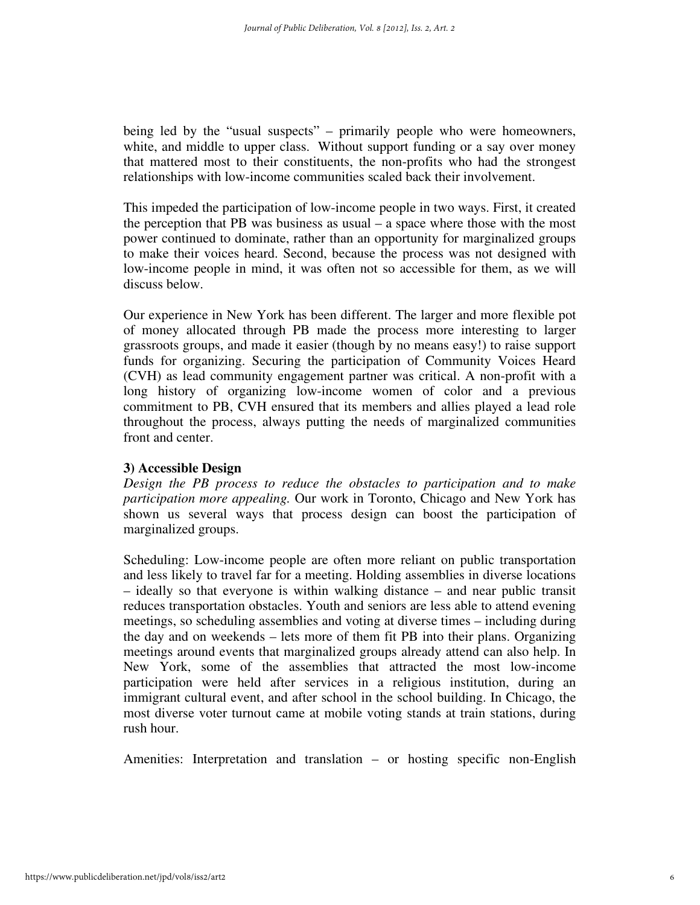being led by the "usual suspects" – primarily people who were homeowners, white, and middle to upper class. Without support funding or a say over money that mattered most to their constituents, the non-profits who had the strongest relationships with low-income communities scaled back their involvement.

This impeded the participation of low-income people in two ways. First, it created the perception that PB was business as usual – a space where those with the most power continued to dominate, rather than an opportunity for marginalized groups to make their voices heard. Second, because the process was not designed with low-income people in mind, it was often not so accessible for them, as we will discuss below.

Our experience in New York has been different. The larger and more flexible pot of money allocated through PB made the process more interesting to larger grassroots groups, and made it easier (though by no means easy!) to raise support funds for organizing. Securing the participation of Community Voices Heard (CVH) as lead community engagement partner was critical. A non-profit with a long history of organizing low-income women of color and a previous commitment to PB, CVH ensured that its members and allies played a lead role throughout the process, always putting the needs of marginalized communities front and center.

**3) Accessible Design**

*Design the PB process to reduce the obstacles to participation and to make participation more appealing.* Our work in Toronto, Chicago and New York has shown us several ways that process design can boost the participation of marginalized groups.

Scheduling: Low-income people are often more reliant on public transportation and less likely to travel far for a meeting. Holding assemblies in diverse locations – ideally so that everyone is within walking distance – and near public transit reduces transportation obstacles. Youth and seniors are less able to attend evening meetings, so scheduling assemblies and voting at diverse times – including during the day and on weekends – lets more of them fit PB into their plans. Organizing meetings around events that marginalized groups already attend can also help. In New York, some of the assemblies that attracted the most low-income participation were held after services in a religious institution, during an immigrant cultural event, and after school in the school building. In Chicago, the most diverse voter turnout came at mobile voting stands at train stations, during rush hour.

Amenities: Interpretation and translation – or hosting specific non-English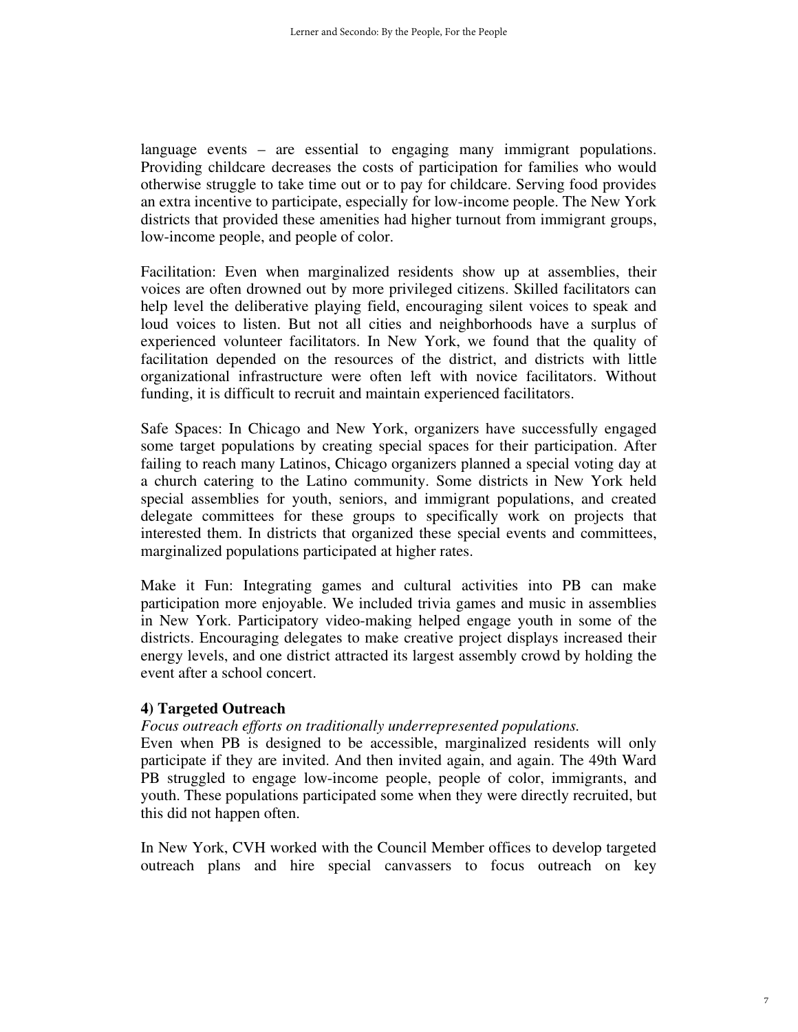language events – are essential to engaging many immigrant populations. Providing childcare decreases the costs of participation for families who would otherwise struggle to take time out or to pay for childcare. Serving food provides an extra incentive to participate, especially for low-income people. The New York districts that provided these amenities had higher turnout from immigrant groups, low-income people, and people of color.

Facilitation: Even when marginalized residents show up at assemblies, their voices are often drowned out by more privileged citizens. Skilled facilitators can help level the deliberative playing field, encouraging silent voices to speak and loud voices to listen. But not all cities and neighborhoods have a surplus of experienced volunteer facilitators. In New York, we found that the quality of facilitation depended on the resources of the district, and districts with little organizational infrastructure were often left with novice facilitators. Without funding, it is difficult to recruit and maintain experienced facilitators.

Safe Spaces: In Chicago and New York, organizers have successfully engaged some target populations by creating special spaces for their participation. After failing to reach many Latinos, Chicago organizers planned a special voting day at a church catering to the Latino community. Some districts in New York held special assemblies for youth, seniors, and immigrant populations, and created delegate committees for these groups to specifically work on projects that interested them. In districts that organized these special events and committees, marginalized populations participated at higher rates.

Make it Fun: Integrating games and cultural activities into PB can make participation more enjoyable. We included trivia games and music in assemblies in New York. Participatory video-making helped engage youth in some of the districts. Encouraging delegates to make creative project displays increased their energy levels, and one district attracted its largest assembly crowd by holding the event after a school concert.

**4) Targeted Outreach**

*Focus outreach efforts on traditionally underrepresented populations.*

Even when PB is designed to be accessible, marginalized residents will only participate if they are invited. And then invited again, and again. The 49th Ward PB struggled to engage low-income people, people of color, immigrants, and youth. These populations participated some when they were directly recruited, but this did not happen often.

In New York, CVH worked with the Council Member offices to develop targeted outreach plans and hire special canvassers to focus outreach on key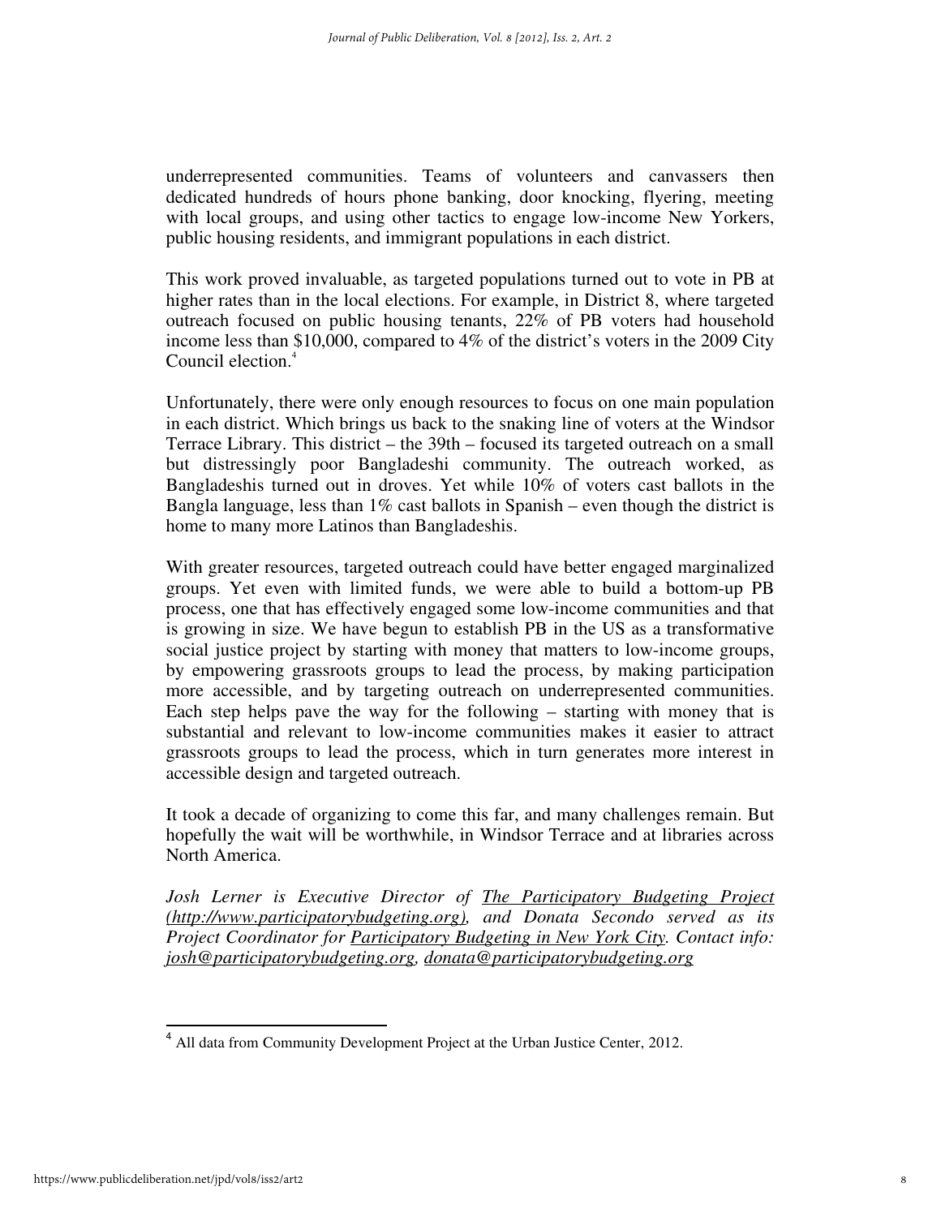underrepresented communities. Teams of volunteers and canvassers then dedicated hundreds of hours phone banking, door knocking, flyering, meeting with local groups, and using other tactics to engage low-income New Yorkers, public housing residents, and immigrant populations in each district.

This work proved invaluable, as targeted populations turned out to vote in PB at higher rates than in the local elections. For example, in District 8, where targeted outreach focused on public housing tenants, 22% of PB voters had household income less than $10,000, compared to 4% of the district's voters in the 2009 City Council election.[4]

Unfortunately, there were only enough resources to focus on one main population in each district. Which brings us back to the snaking line of voters at the Windsor Terrace Library. This district – the 39th – focused its targeted outreach on a small but distressingly poor Bangladeshi community. The outreach worked, as Bangladeshis turned out in droves. Yet while 10% of voters cast ballots in the Bangla language, less than 1% cast ballots in Spanish – even though the district is home to many more Latinos than Bangladeshis.

With greater resources, targeted outreach could have better engaged marginalized groups. Yet even with limited funds, we were able to build a bottom-up PB process, one that has effectively engaged some low-income communities and that is growing in size. We have begun to establish PB in the US as a transformative social justice project by starting with money that matters to low-income groups, by empowering grassroots groups to lead the process, by making participation more accessible, and by targeting outreach on underrepresented communities. Each step helps pave the way for the following – starting with money that is substantial and relevant to low-income communities makes it easier to attract grassroots groups to lead the process, which in turn generates more interest in accessible design and targeted outreach.

It took a decade of organizing to come this far, and many challenges remain. But hopefully the wait will be worthwhile, in Windsor Terrace and at libraries across North America.

*Josh Lerner is Executive Director of The Participatory Budgeting Project (http://www.participatorybudgeting.org), and Donata Secondo served as its Project Coordinator for Participatory Budgeting in New York City. Contact info: josh@participatorybudgeting.org, donata@participatorybudgeting.org*

---

[4] All data from Community Development Project at the Urban Justice Center, 2012.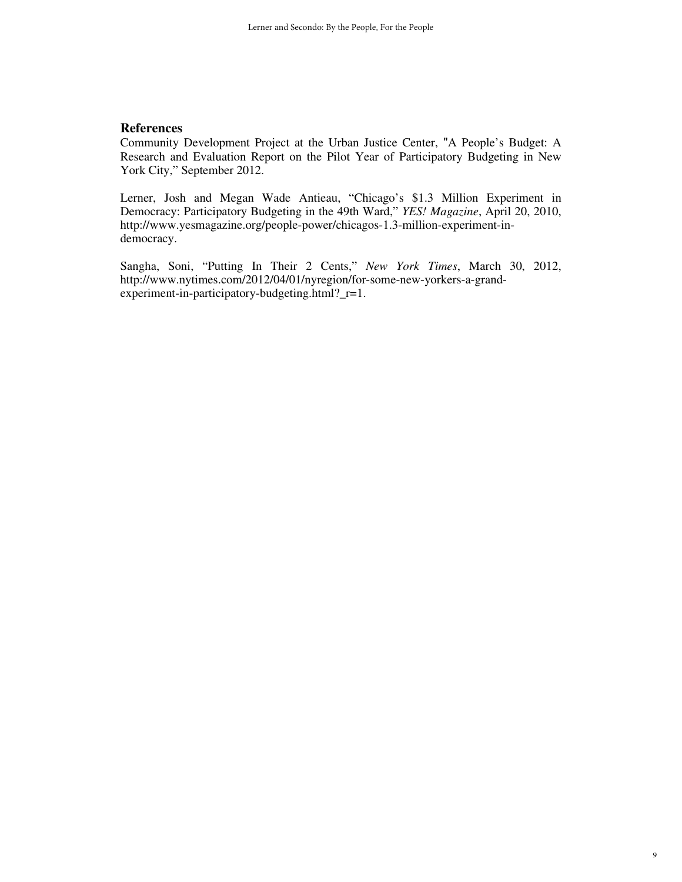## References

Community Development Project at the Urban Justice Center, "A People's Budget: A Research and Evaluation Report on the Pilot Year of Participatory Budgeting in New York City," September 2012.

Lerner, Josh and Megan Wade Antieau, "Chicago's $1.3 Million Experiment in Democracy: Participatory Budgeting in the 49th Ward," *YES! Magazine*, April 20, 2010, http://www.yesmagazine.org/people-power/chicagos-1.3-million-experiment-in-democracy.

Sangha, Soni, "Putting In Their 2 Cents," *New York Times*, March 30, 2012, http://www.nytimes.com/2012/04/01/nyregion/for-some-new-yorkers-a-grand-experiment-in-participatory-budgeting.html?_r=1.